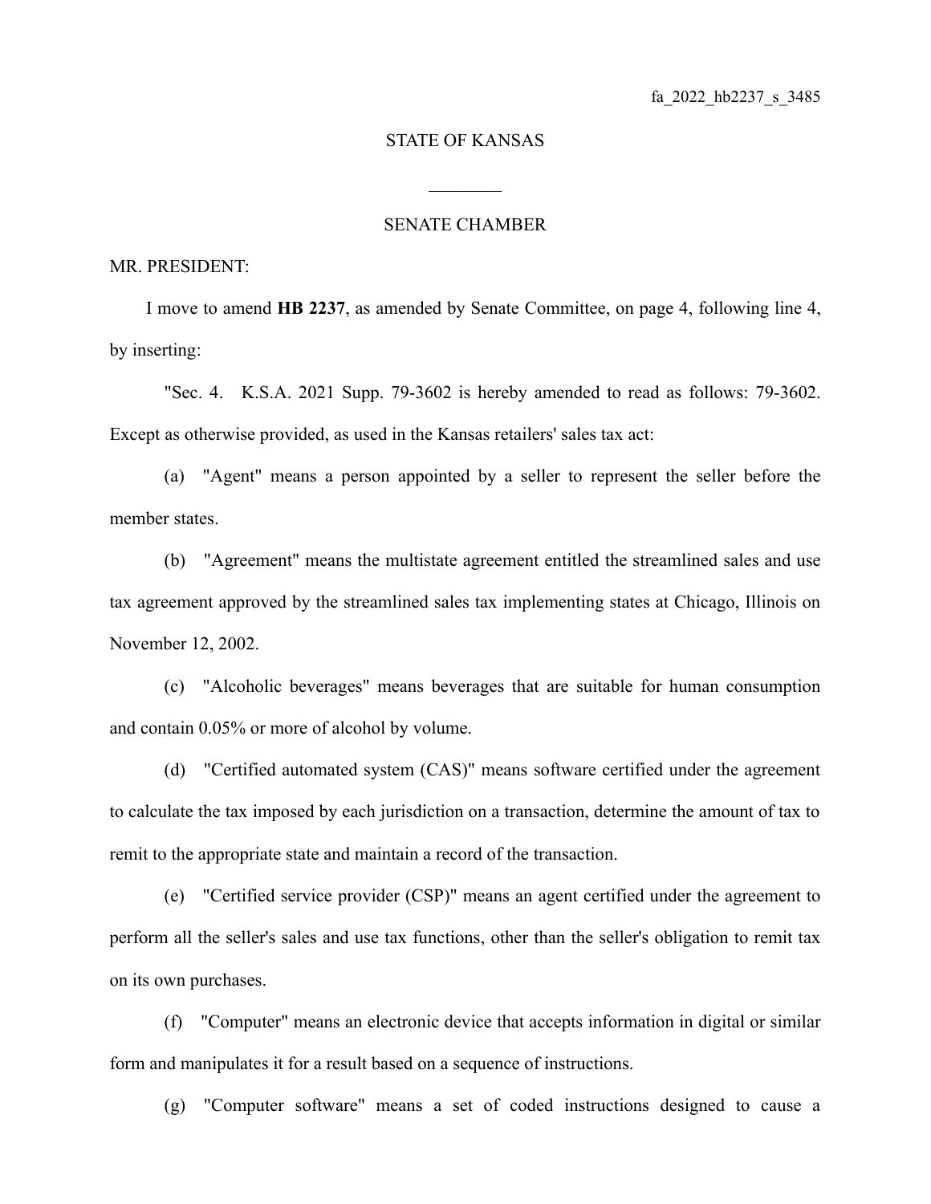fa_2022_hb2237_s_3485

STATE OF KANSAS

________

SENATE CHAMBER

MR. PRESIDENT:

I move to amend **HB 2237**, as amended by Senate Committee, on page 4, following line 4, by inserting:

"Sec. 4. K.S.A. 2021 Supp. 79-3602 is hereby amended to read as follows: 79-3602. Except as otherwise provided, as used in the Kansas retailers' sales tax act:

(a) "Agent" means a person appointed by a seller to represent the seller before the member states.

(b) "Agreement" means the multistate agreement entitled the streamlined sales and use tax agreement approved by the streamlined sales tax implementing states at Chicago, Illinois on November 12, 2002.

(c) "Alcoholic beverages" means beverages that are suitable for human consumption and contain 0.05% or more of alcohol by volume.

(d) "Certified automated system (CAS)" means software certified under the agreement to calculate the tax imposed by each jurisdiction on a transaction, determine the amount of tax to remit to the appropriate state and maintain a record of the transaction.

(e) "Certified service provider (CSP)" means an agent certified under the agreement to perform all the seller's sales and use tax functions, other than the seller's obligation to remit tax on its own purchases.

(f) "Computer" means an electronic device that accepts information in digital or similar form and manipulates it for a result based on a sequence of instructions.

(g) "Computer software" means a set of coded instructions designed to cause a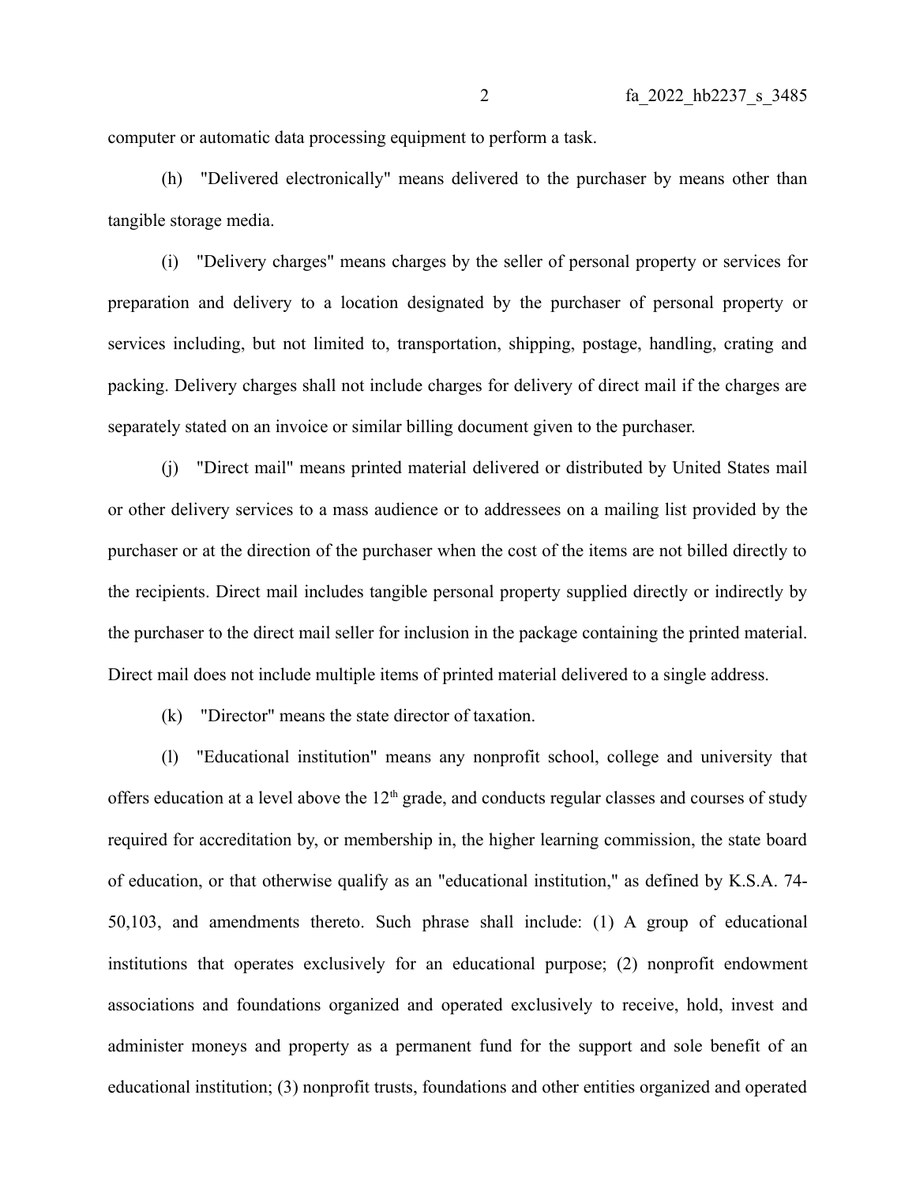computer or automatic data processing equipment to perform a task.

(h) "Delivered electronically" means delivered to the purchaser by means other than tangible storage media.

(i) "Delivery charges" means charges by the seller of personal property or services for preparation and delivery to a location designated by the purchaser of personal property or services including, but not limited to, transportation, shipping, postage, handling, crating and packing. Delivery charges shall not include charges for delivery of direct mail if the charges are separately stated on an invoice or similar billing document given to the purchaser.

(j) "Direct mail" means printed material delivered or distributed by United States mail or other delivery services to a mass audience or to addressees on a mailing list provided by the purchaser or at the direction of the purchaser when the cost of the items are not billed directly to the recipients. Direct mail includes tangible personal property supplied directly or indirectly by the purchaser to the direct mail seller for inclusion in the package containing the printed material. Direct mail does not include multiple items of printed material delivered to a single address.

(k) "Director" means the state director of taxation.

(l) "Educational institution" means any nonprofit school, college and university that offers education at a level above the 12th grade, and conducts regular classes and courses of study required for accreditation by, or membership in, the higher learning commission, the state board of education, or that otherwise qualify as an "educational institution," as defined by K.S.A. 74-50,103, and amendments thereto. Such phrase shall include: (1) A group of educational institutions that operates exclusively for an educational purpose; (2) nonprofit endowment associations and foundations organized and operated exclusively to receive, hold, invest and administer moneys and property as a permanent fund for the support and sole benefit of an educational institution; (3) nonprofit trusts, foundations and other entities organized and operated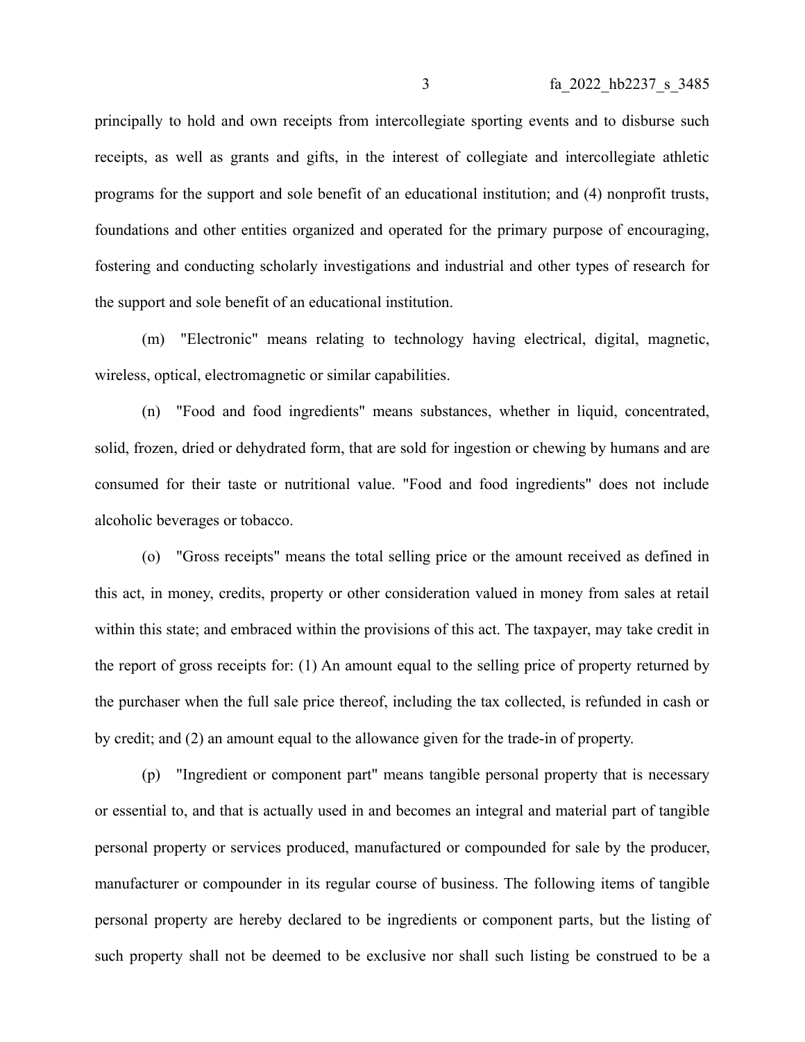principally to hold and own receipts from intercollegiate sporting events and to disburse such receipts, as well as grants and gifts, in the interest of collegiate and intercollegiate athletic programs for the support and sole benefit of an educational institution; and (4) nonprofit trusts, foundations and other entities organized and operated for the primary purpose of encouraging, fostering and conducting scholarly investigations and industrial and other types of research for the support and sole benefit of an educational institution.

(m) "Electronic" means relating to technology having electrical, digital, magnetic, wireless, optical, electromagnetic or similar capabilities.

(n) "Food and food ingredients" means substances, whether in liquid, concentrated, solid, frozen, dried or dehydrated form, that are sold for ingestion or chewing by humans and are consumed for their taste or nutritional value. "Food and food ingredients" does not include alcoholic beverages or tobacco.

(o) "Gross receipts" means the total selling price or the amount received as defined in this act, in money, credits, property or other consideration valued in money from sales at retail within this state; and embraced within the provisions of this act. The taxpayer, may take credit in the report of gross receipts for: (1) An amount equal to the selling price of property returned by the purchaser when the full sale price thereof, including the tax collected, is refunded in cash or by credit; and (2) an amount equal to the allowance given for the trade-in of property.

(p) "Ingredient or component part" means tangible personal property that is necessary or essential to, and that is actually used in and becomes an integral and material part of tangible personal property or services produced, manufactured or compounded for sale by the producer, manufacturer or compounder in its regular course of business. The following items of tangible personal property are hereby declared to be ingredients or component parts, but the listing of such property shall not be deemed to be exclusive nor shall such listing be construed to be a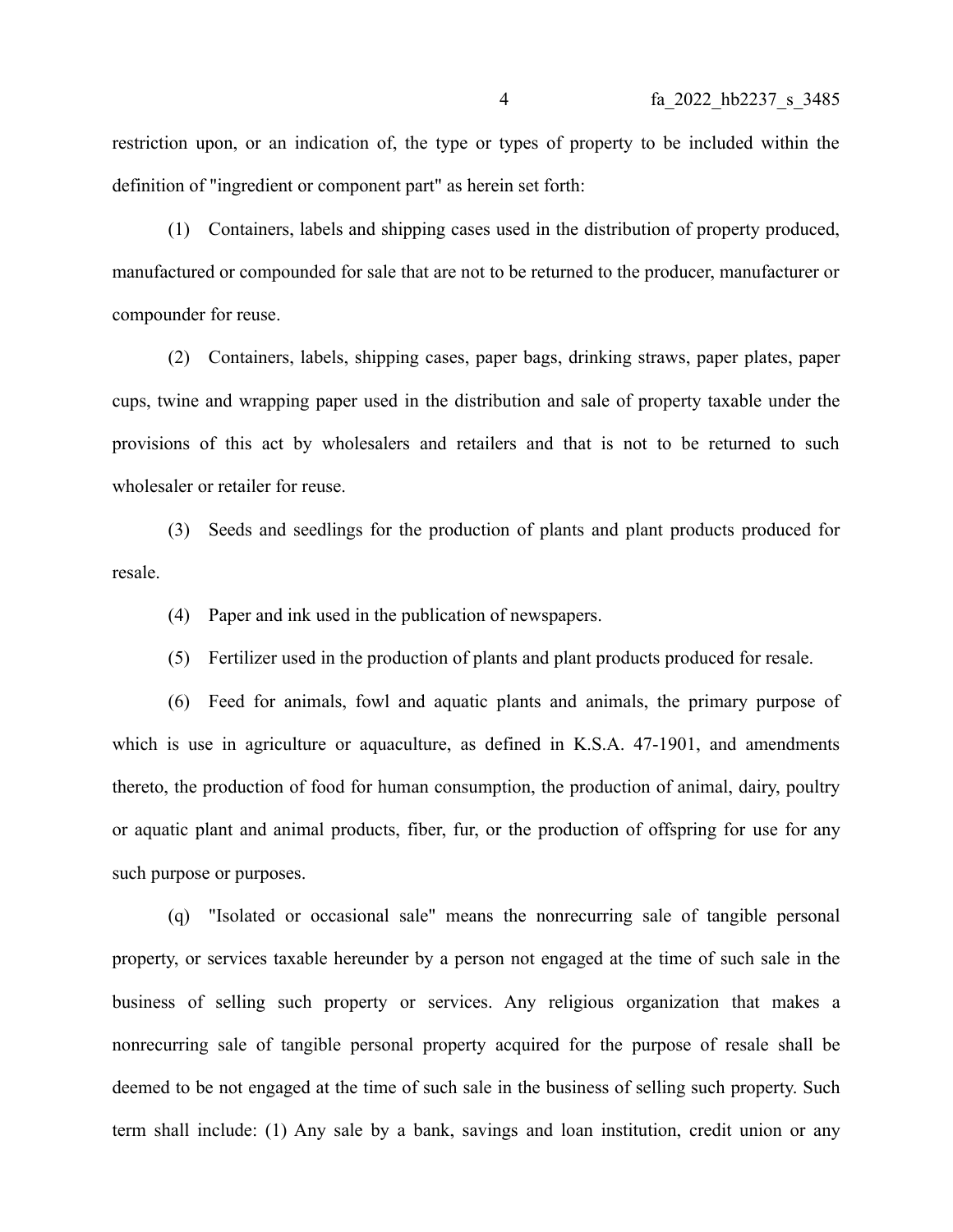restriction upon, or an indication of, the type or types of property to be included within the definition of "ingredient or component part" as herein set forth:

(1) Containers, labels and shipping cases used in the distribution of property produced, manufactured or compounded for sale that are not to be returned to the producer, manufacturer or compounder for reuse.

(2) Containers, labels, shipping cases, paper bags, drinking straws, paper plates, paper cups, twine and wrapping paper used in the distribution and sale of property taxable under the provisions of this act by wholesalers and retailers and that is not to be returned to such wholesaler or retailer for reuse.

(3) Seeds and seedlings for the production of plants and plant products produced for resale.

(4) Paper and ink used in the publication of newspapers.

(5) Fertilizer used in the production of plants and plant products produced for resale.

(6) Feed for animals, fowl and aquatic plants and animals, the primary purpose of which is use in agriculture or aquaculture, as defined in K.S.A. 47-1901, and amendments thereto, the production of food for human consumption, the production of animal, dairy, poultry or aquatic plant and animal products, fiber, fur, or the production of offspring for use for any such purpose or purposes.

(q) "Isolated or occasional sale" means the nonrecurring sale of tangible personal property, or services taxable hereunder by a person not engaged at the time of such sale in the business of selling such property or services. Any religious organization that makes a nonrecurring sale of tangible personal property acquired for the purpose of resale shall be deemed to be not engaged at the time of such sale in the business of selling such property. Such term shall include: (1) Any sale by a bank, savings and loan institution, credit union or any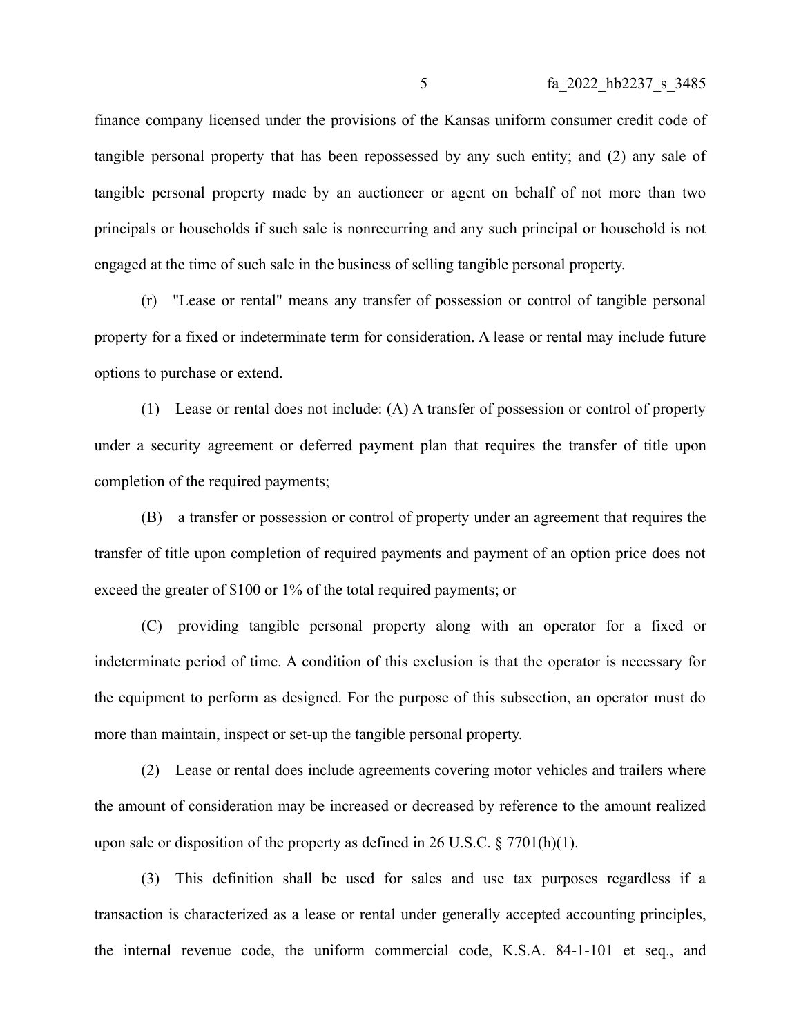finance company licensed under the provisions of the Kansas uniform consumer credit code of tangible personal property that has been repossessed by any such entity; and (2) any sale of tangible personal property made by an auctioneer or agent on behalf of not more than two principals or households if such sale is nonrecurring and any such principal or household is not engaged at the time of such sale in the business of selling tangible personal property.

(r) "Lease or rental" means any transfer of possession or control of tangible personal property for a fixed or indeterminate term for consideration. A lease or rental may include future options to purchase or extend.

(1) Lease or rental does not include: (A) A transfer of possession or control of property under a security agreement or deferred payment plan that requires the transfer of title upon completion of the required payments;

(B) a transfer or possession or control of property under an agreement that requires the transfer of title upon completion of required payments and payment of an option price does not exceed the greater of $100 or 1% of the total required payments; or

(C) providing tangible personal property along with an operator for a fixed or indeterminate period of time. A condition of this exclusion is that the operator is necessary for the equipment to perform as designed. For the purpose of this subsection, an operator must do more than maintain, inspect or set-up the tangible personal property.

(2) Lease or rental does include agreements covering motor vehicles and trailers where the amount of consideration may be increased or decreased by reference to the amount realized upon sale or disposition of the property as defined in 26 U.S.C. § 7701(h)(1).

(3) This definition shall be used for sales and use tax purposes regardless if a transaction is characterized as a lease or rental under generally accepted accounting principles, the internal revenue code, the uniform commercial code, K.S.A. 84-1-101 et seq., and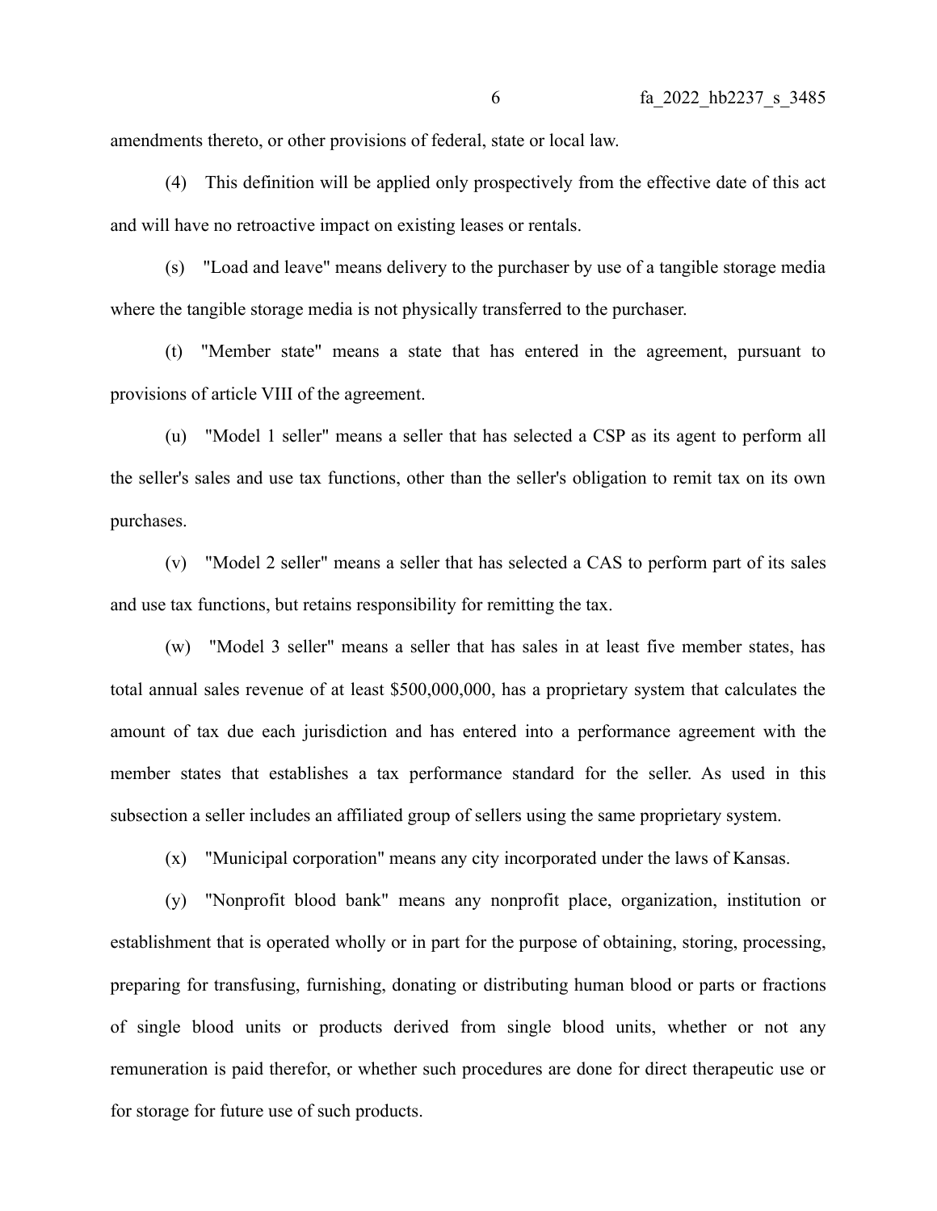amendments thereto, or other provisions of federal, state or local law.

(4) This definition will be applied only prospectively from the effective date of this act and will have no retroactive impact on existing leases or rentals.

(s) "Load and leave" means delivery to the purchaser by use of a tangible storage media where the tangible storage media is not physically transferred to the purchaser.

(t) "Member state" means a state that has entered in the agreement, pursuant to provisions of article VIII of the agreement.

(u) "Model 1 seller" means a seller that has selected a CSP as its agent to perform all the seller's sales and use tax functions, other than the seller's obligation to remit tax on its own purchases.

(v) "Model 2 seller" means a seller that has selected a CAS to perform part of its sales and use tax functions, but retains responsibility for remitting the tax.

(w) "Model 3 seller" means a seller that has sales in at least five member states, has total annual sales revenue of at least $500,000,000, has a proprietary system that calculates the amount of tax due each jurisdiction and has entered into a performance agreement with the member states that establishes a tax performance standard for the seller. As used in this subsection a seller includes an affiliated group of sellers using the same proprietary system.

(x) "Municipal corporation" means any city incorporated under the laws of Kansas.

(y) "Nonprofit blood bank" means any nonprofit place, organization, institution or establishment that is operated wholly or in part for the purpose of obtaining, storing, processing, preparing for transfusing, furnishing, donating or distributing human blood or parts or fractions of single blood units or products derived from single blood units, whether or not any remuneration is paid therefor, or whether such procedures are done for direct therapeutic use or for storage for future use of such products.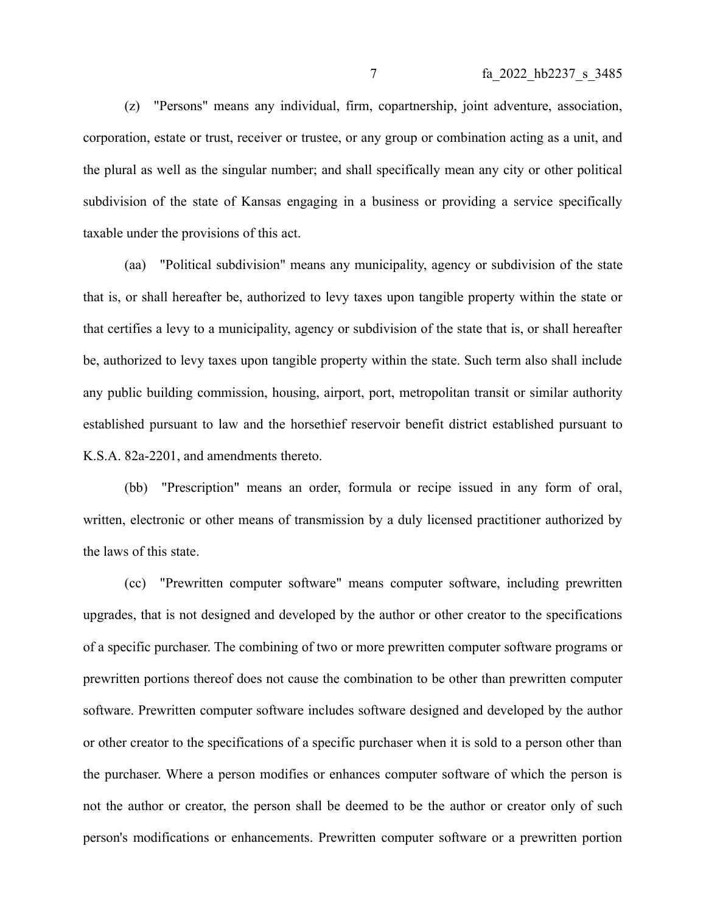(z) "Persons" means any individual, firm, copartnership, joint adventure, association, corporation, estate or trust, receiver or trustee, or any group or combination acting as a unit, and the plural as well as the singular number; and shall specifically mean any city or other political subdivision of the state of Kansas engaging in a business or providing a service specifically taxable under the provisions of this act.

(aa) "Political subdivision" means any municipality, agency or subdivision of the state that is, or shall hereafter be, authorized to levy taxes upon tangible property within the state or that certifies a levy to a municipality, agency or subdivision of the state that is, or shall hereafter be, authorized to levy taxes upon tangible property within the state. Such term also shall include any public building commission, housing, airport, port, metropolitan transit or similar authority established pursuant to law and the horsethief reservoir benefit district established pursuant to K.S.A. 82a-2201, and amendments thereto.

(bb) "Prescription" means an order, formula or recipe issued in any form of oral, written, electronic or other means of transmission by a duly licensed practitioner authorized by the laws of this state.

(cc) "Prewritten computer software" means computer software, including prewritten upgrades, that is not designed and developed by the author or other creator to the specifications of a specific purchaser. The combining of two or more prewritten computer software programs or prewritten portions thereof does not cause the combination to be other than prewritten computer software. Prewritten computer software includes software designed and developed by the author or other creator to the specifications of a specific purchaser when it is sold to a person other than the purchaser. Where a person modifies or enhances computer software of which the person is not the author or creator, the person shall be deemed to be the author or creator only of such person's modifications or enhancements. Prewritten computer software or a prewritten portion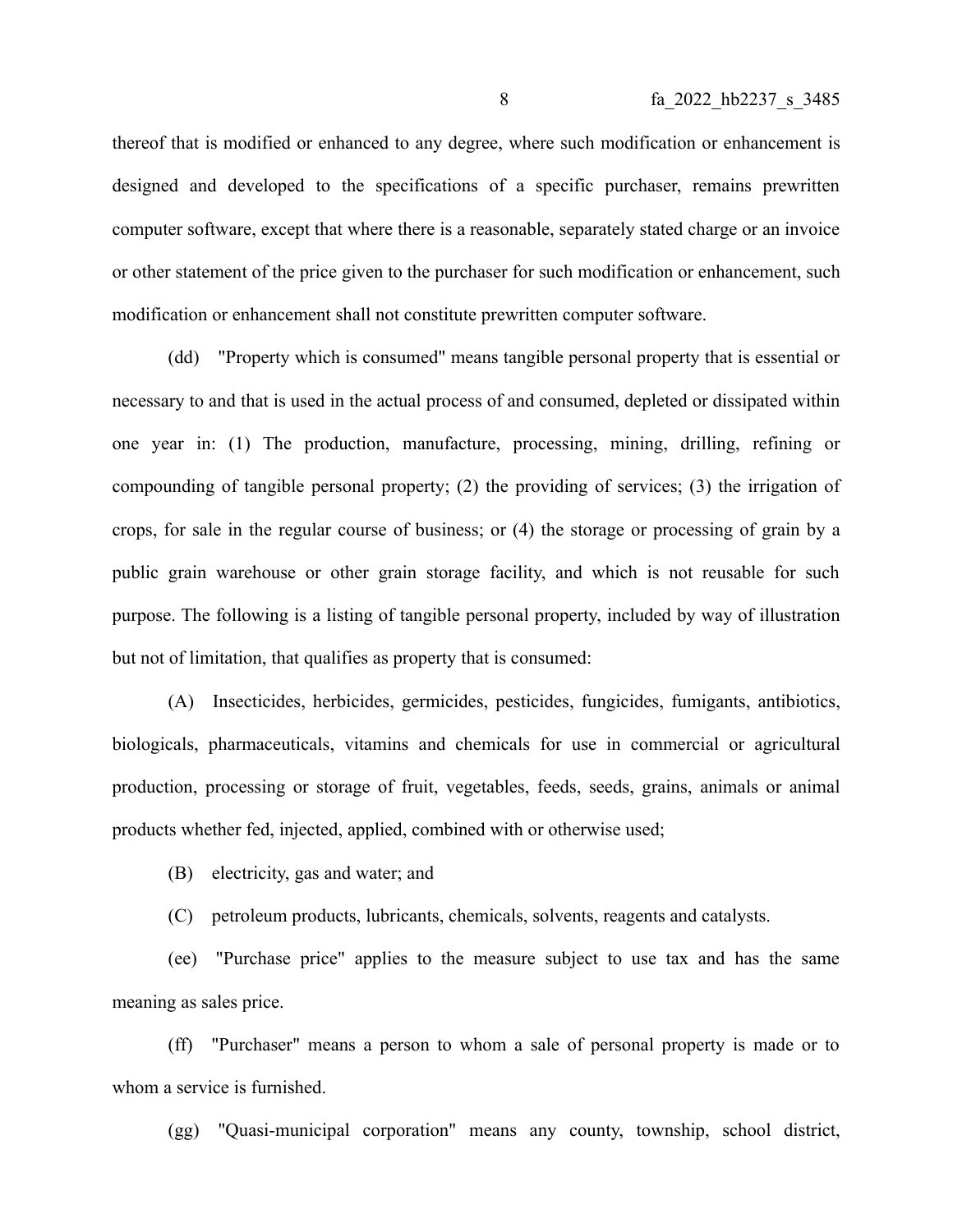thereof that is modified or enhanced to any degree, where such modification or enhancement is designed and developed to the specifications of a specific purchaser, remains prewritten computer software, except that where there is a reasonable, separately stated charge or an invoice or other statement of the price given to the purchaser for such modification or enhancement, such modification or enhancement shall not constitute prewritten computer software.

(dd) "Property which is consumed" means tangible personal property that is essential or necessary to and that is used in the actual process of and consumed, depleted or dissipated within one year in: (1) The production, manufacture, processing, mining, drilling, refining or compounding of tangible personal property; (2) the providing of services; (3) the irrigation of crops, for sale in the regular course of business; or (4) the storage or processing of grain by a public grain warehouse or other grain storage facility, and which is not reusable for such purpose. The following is a listing of tangible personal property, included by way of illustration but not of limitation, that qualifies as property that is consumed:

(A) Insecticides, herbicides, germicides, pesticides, fungicides, fumigants, antibiotics, biologicals, pharmaceuticals, vitamins and chemicals for use in commercial or agricultural production, processing or storage of fruit, vegetables, feeds, seeds, grains, animals or animal products whether fed, injected, applied, combined with or otherwise used;

(B) electricity, gas and water; and

(C) petroleum products, lubricants, chemicals, solvents, reagents and catalysts.

(ee) "Purchase price" applies to the measure subject to use tax and has the same meaning as sales price.

(ff) "Purchaser" means a person to whom a sale of personal property is made or to whom a service is furnished.

(gg) "Quasi-municipal corporation" means any county, township, school district,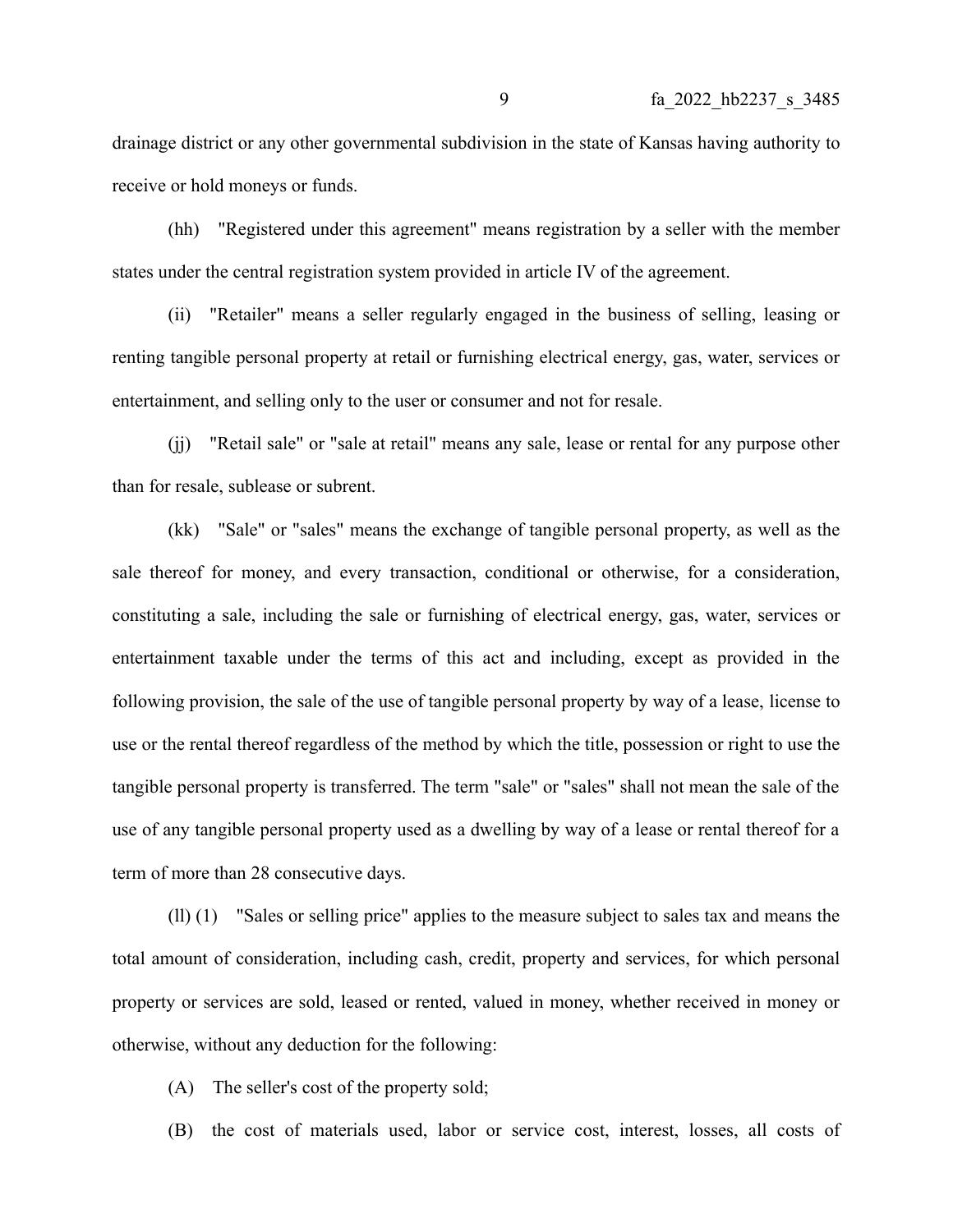drainage district or any other governmental subdivision in the state of Kansas having authority to receive or hold moneys or funds.

(hh) "Registered under this agreement" means registration by a seller with the member states under the central registration system provided in article IV of the agreement.

(ii) "Retailer" means a seller regularly engaged in the business of selling, leasing or renting tangible personal property at retail or furnishing electrical energy, gas, water, services or entertainment, and selling only to the user or consumer and not for resale.

(jj) "Retail sale" or "sale at retail" means any sale, lease or rental for any purpose other than for resale, sublease or subrent.

(kk) "Sale" or "sales" means the exchange of tangible personal property, as well as the sale thereof for money, and every transaction, conditional or otherwise, for a consideration, constituting a sale, including the sale or furnishing of electrical energy, gas, water, services or entertainment taxable under the terms of this act and including, except as provided in the following provision, the sale of the use of tangible personal property by way of a lease, license to use or the rental thereof regardless of the method by which the title, possession or right to use the tangible personal property is transferred. The term "sale" or "sales" shall not mean the sale of the use of any tangible personal property used as a dwelling by way of a lease or rental thereof for a term of more than 28 consecutive days.

(ll) (1) "Sales or selling price" applies to the measure subject to sales tax and means the total amount of consideration, including cash, credit, property and services, for which personal property or services are sold, leased or rented, valued in money, whether received in money or otherwise, without any deduction for the following:

(A) The seller's cost of the property sold;

(B) the cost of materials used, labor or service cost, interest, losses, all costs of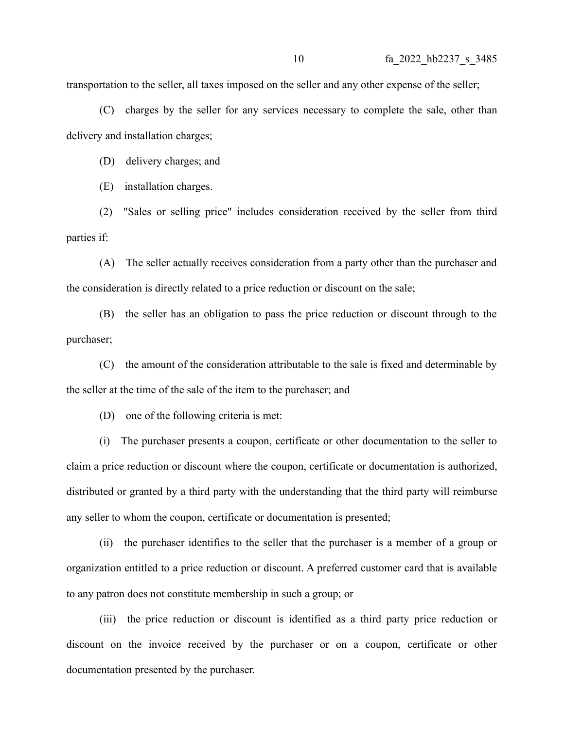transportation to the seller, all taxes imposed on the seller and any other expense of the seller;

(C) charges by the seller for any services necessary to complete the sale, other than delivery and installation charges;

(D) delivery charges; and

(E) installation charges.

(2) "Sales or selling price" includes consideration received by the seller from third parties if:

(A) The seller actually receives consideration from a party other than the purchaser and the consideration is directly related to a price reduction or discount on the sale;

(B) the seller has an obligation to pass the price reduction or discount through to the purchaser;

(C) the amount of the consideration attributable to the sale is fixed and determinable by the seller at the time of the sale of the item to the purchaser; and

(D) one of the following criteria is met:

(i) The purchaser presents a coupon, certificate or other documentation to the seller to claim a price reduction or discount where the coupon, certificate or documentation is authorized, distributed or granted by a third party with the understanding that the third party will reimburse any seller to whom the coupon, certificate or documentation is presented;

(ii) the purchaser identifies to the seller that the purchaser is a member of a group or organization entitled to a price reduction or discount. A preferred customer card that is available to any patron does not constitute membership in such a group; or

(iii) the price reduction or discount is identified as a third party price reduction or discount on the invoice received by the purchaser or on a coupon, certificate or other documentation presented by the purchaser.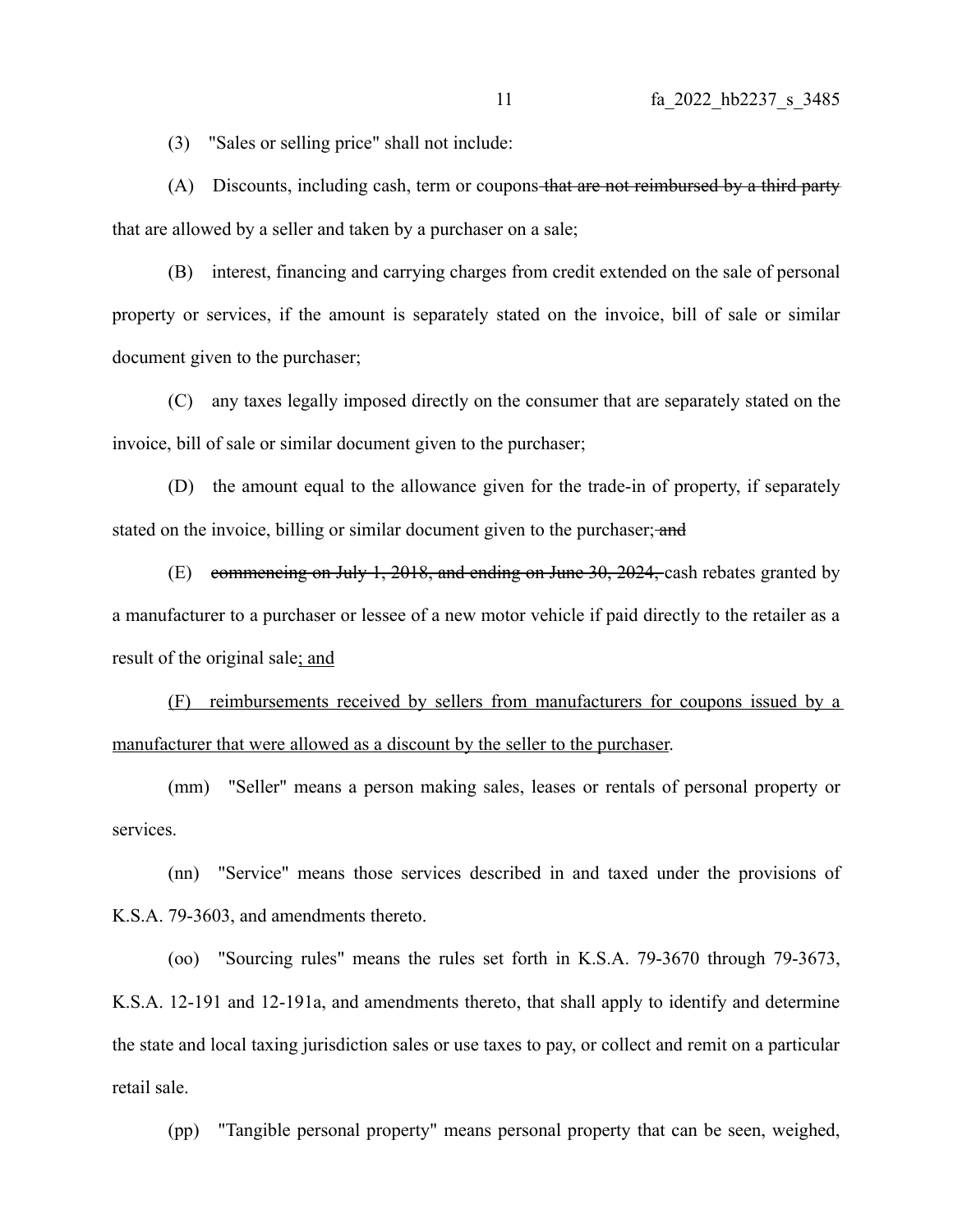(3) "Sales or selling price" shall not include:

(A) Discounts, including cash, term or coupons ~~that are not reimbursed by a third party~~ that are allowed by a seller and taken by a purchaser on a sale;

(B) interest, financing and carrying charges from credit extended on the sale of personal property or services, if the amount is separately stated on the invoice, bill of sale or similar document given to the purchaser;

(C) any taxes legally imposed directly on the consumer that are separately stated on the invoice, bill of sale or similar document given to the purchaser;

(D) the amount equal to the allowance given for the trade-in of property, if separately stated on the invoice, billing or similar document given to the purchaser; ~~and~~

(E) ~~commencing on July 1, 2018, and ending on June 30, 2024,~~ cash rebates granted by a manufacturer to a purchaser or lessee of a new motor vehicle if paid directly to the retailer as a result of the original sale<u>; and</u>

<u>(F) reimbursements received by sellers from manufacturers for coupons issued by a manufacturer that were allowed as a discount by the seller to the purchaser</u>.

(mm) "Seller" means a person making sales, leases or rentals of personal property or services.

(nn) "Service" means those services described in and taxed under the provisions of K.S.A. 79-3603, and amendments thereto.

(oo) "Sourcing rules" means the rules set forth in K.S.A. 79-3670 through 79-3673, K.S.A. 12-191 and 12-191a, and amendments thereto, that shall apply to identify and determine the state and local taxing jurisdiction sales or use taxes to pay, or collect and remit on a particular retail sale.

(pp) "Tangible personal property" means personal property that can be seen, weighed,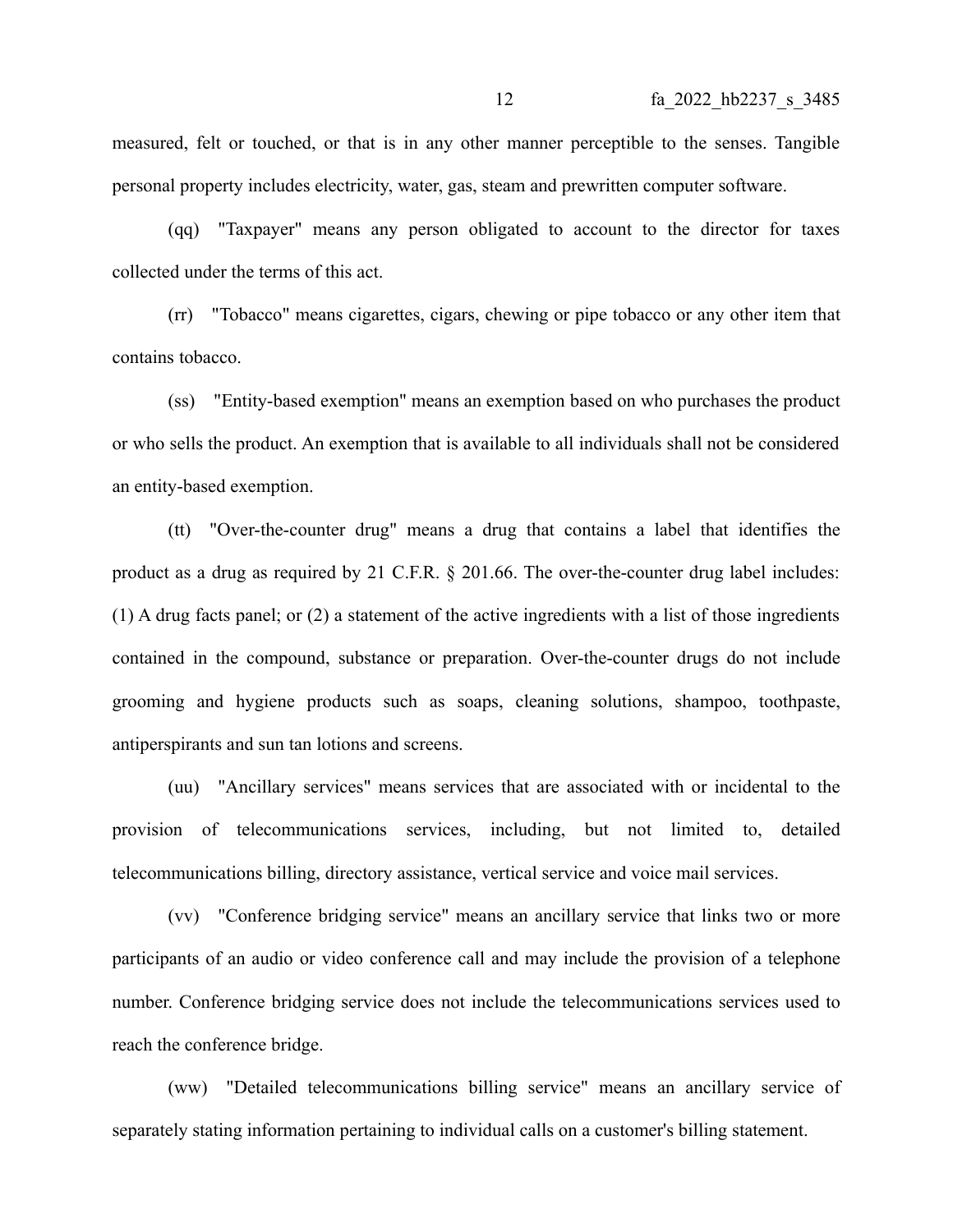measured, felt or touched, or that is in any other manner perceptible to the senses. Tangible personal property includes electricity, water, gas, steam and prewritten computer software.

(qq) "Taxpayer" means any person obligated to account to the director for taxes collected under the terms of this act.

(rr) "Tobacco" means cigarettes, cigars, chewing or pipe tobacco or any other item that contains tobacco.

(ss) "Entity-based exemption" means an exemption based on who purchases the product or who sells the product. An exemption that is available to all individuals shall not be considered an entity-based exemption.

(tt) "Over-the-counter drug" means a drug that contains a label that identifies the product as a drug as required by 21 C.F.R. § 201.66. The over-the-counter drug label includes: (1) A drug facts panel; or (2) a statement of the active ingredients with a list of those ingredients contained in the compound, substance or preparation. Over-the-counter drugs do not include grooming and hygiene products such as soaps, cleaning solutions, shampoo, toothpaste, antiperspirants and sun tan lotions and screens.

(uu) "Ancillary services" means services that are associated with or incidental to the provision of telecommunications services, including, but not limited to, detailed telecommunications billing, directory assistance, vertical service and voice mail services.

(vv) "Conference bridging service" means an ancillary service that links two or more participants of an audio or video conference call and may include the provision of a telephone number. Conference bridging service does not include the telecommunications services used to reach the conference bridge.

(ww) "Detailed telecommunications billing service" means an ancillary service of separately stating information pertaining to individual calls on a customer's billing statement.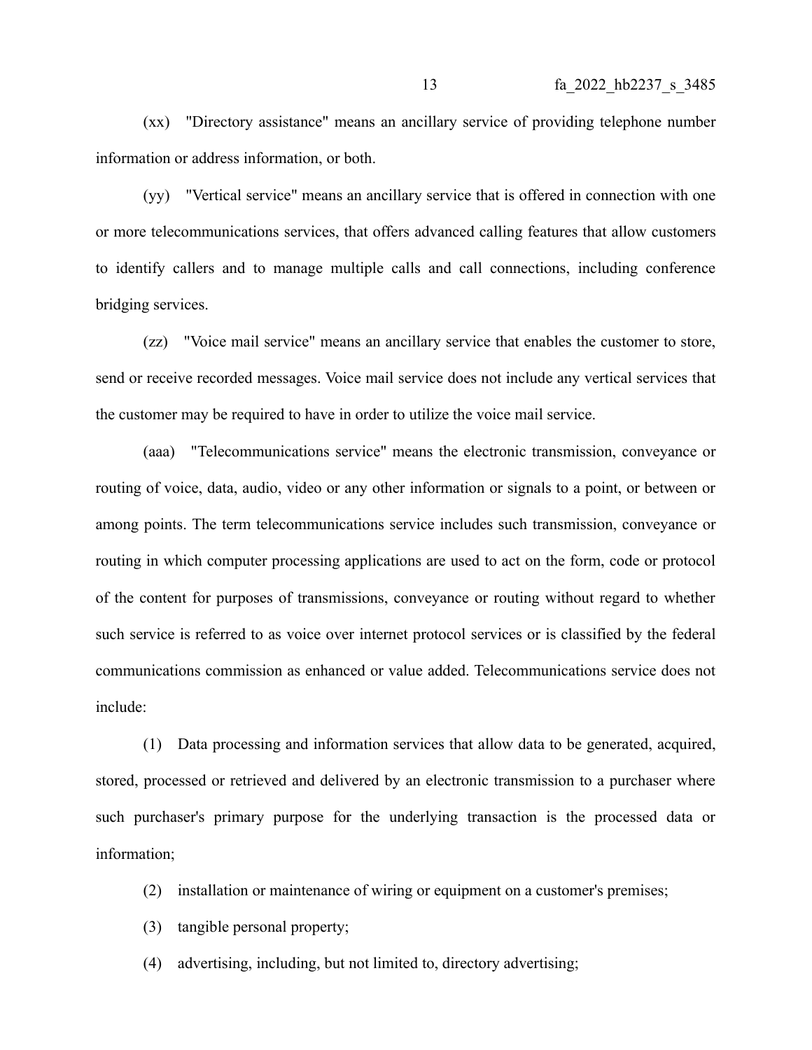(xx) "Directory assistance" means an ancillary service of providing telephone number information or address information, or both.

(yy) "Vertical service" means an ancillary service that is offered in connection with one or more telecommunications services, that offers advanced calling features that allow customers to identify callers and to manage multiple calls and call connections, including conference bridging services.

(zz) "Voice mail service" means an ancillary service that enables the customer to store, send or receive recorded messages. Voice mail service does not include any vertical services that the customer may be required to have in order to utilize the voice mail service.

(aaa) "Telecommunications service" means the electronic transmission, conveyance or routing of voice, data, audio, video or any other information or signals to a point, or between or among points. The term telecommunications service includes such transmission, conveyance or routing in which computer processing applications are used to act on the form, code or protocol of the content for purposes of transmissions, conveyance or routing without regard to whether such service is referred to as voice over internet protocol services or is classified by the federal communications commission as enhanced or value added. Telecommunications service does not include:

(1) Data processing and information services that allow data to be generated, acquired, stored, processed or retrieved and delivered by an electronic transmission to a purchaser where such purchaser's primary purpose for the underlying transaction is the processed data or information;

(2) installation or maintenance of wiring or equipment on a customer's premises;

(3) tangible personal property;

(4) advertising, including, but not limited to, directory advertising;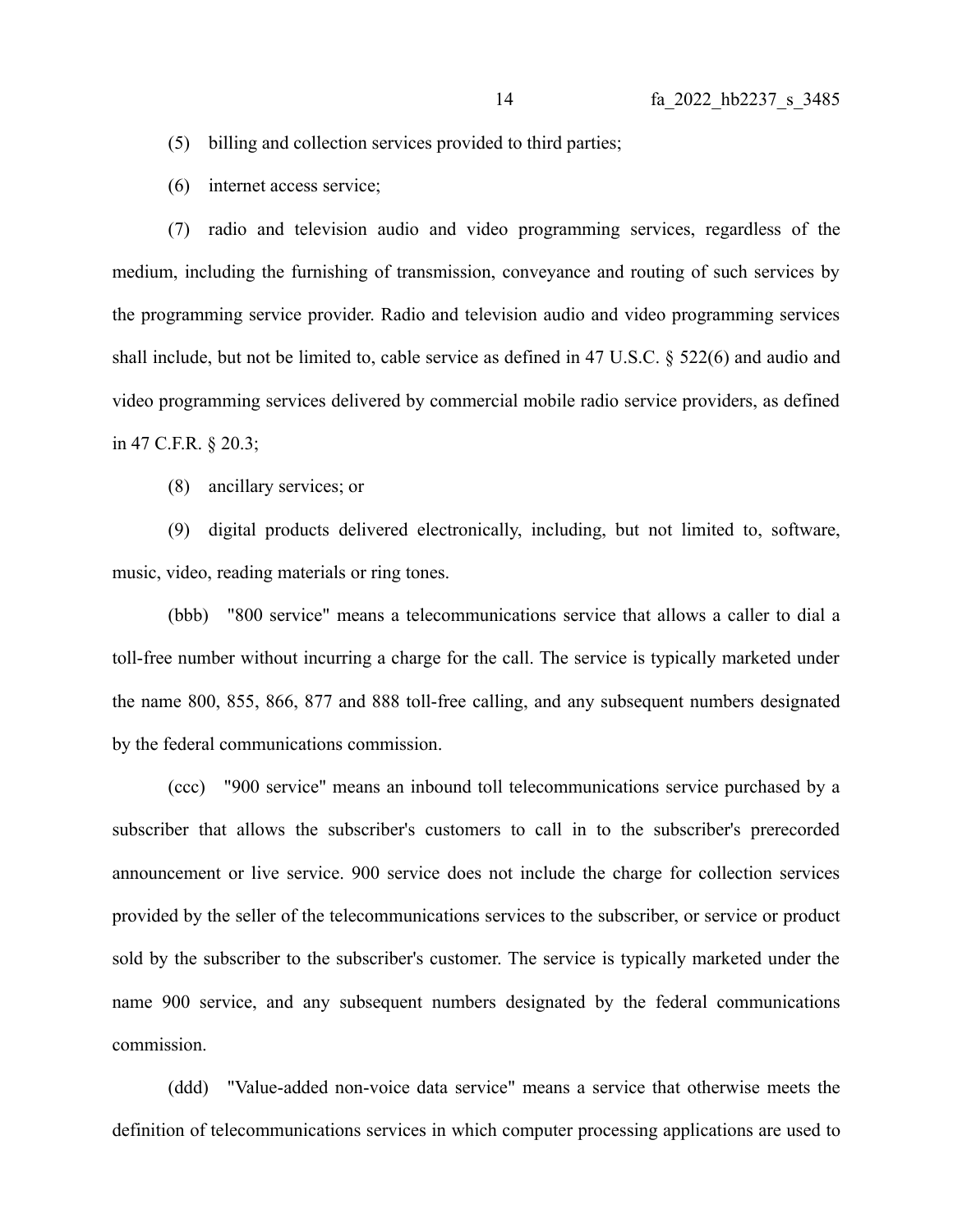(5) billing and collection services provided to third parties;

(6) internet access service;

(7) radio and television audio and video programming services, regardless of the medium, including the furnishing of transmission, conveyance and routing of such services by the programming service provider. Radio and television audio and video programming services shall include, but not be limited to, cable service as defined in 47 U.S.C. § 522(6) and audio and video programming services delivered by commercial mobile radio service providers, as defined in 47 C.F.R. § 20.3;

(8) ancillary services; or

(9) digital products delivered electronically, including, but not limited to, software, music, video, reading materials or ring tones.

(bbb) "800 service" means a telecommunications service that allows a caller to dial a toll-free number without incurring a charge for the call. The service is typically marketed under the name 800, 855, 866, 877 and 888 toll-free calling, and any subsequent numbers designated by the federal communications commission.

(ccc) "900 service" means an inbound toll telecommunications service purchased by a subscriber that allows the subscriber's customers to call in to the subscriber's prerecorded announcement or live service. 900 service does not include the charge for collection services provided by the seller of the telecommunications services to the subscriber, or service or product sold by the subscriber to the subscriber's customer. The service is typically marketed under the name 900 service, and any subsequent numbers designated by the federal communications commission.

(ddd) "Value-added non-voice data service" means a service that otherwise meets the definition of telecommunications services in which computer processing applications are used to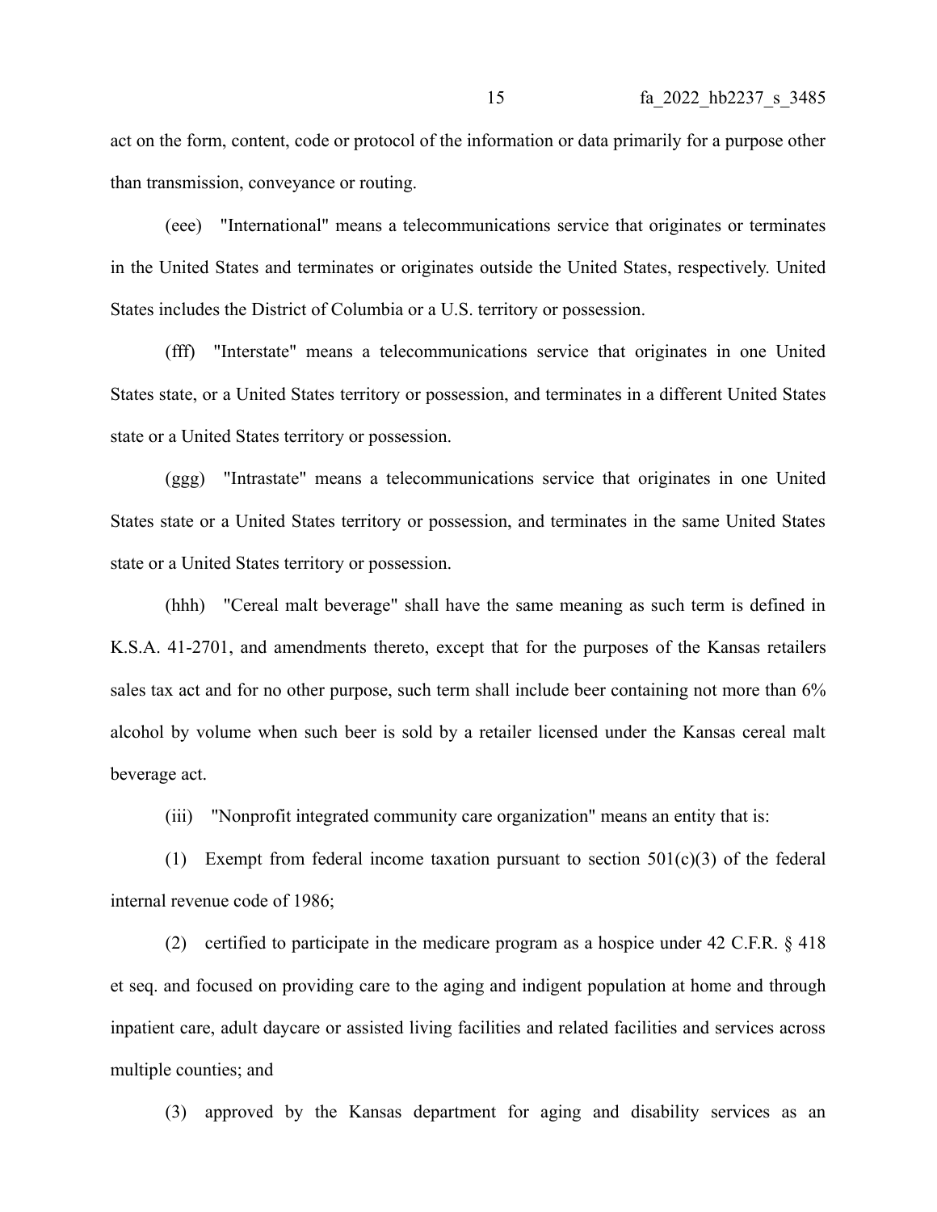act on the form, content, code or protocol of the information or data primarily for a purpose other than transmission, conveyance or routing.

(eee) "International" means a telecommunications service that originates or terminates in the United States and terminates or originates outside the United States, respectively. United States includes the District of Columbia or a U.S. territory or possession.

(fff) "Interstate" means a telecommunications service that originates in one United States state, or a United States territory or possession, and terminates in a different United States state or a United States territory or possession.

(ggg) "Intrastate" means a telecommunications service that originates in one United States state or a United States territory or possession, and terminates in the same United States state or a United States territory or possession.

(hhh) "Cereal malt beverage" shall have the same meaning as such term is defined in K.S.A. 41-2701, and amendments thereto, except that for the purposes of the Kansas retailers sales tax act and for no other purpose, such term shall include beer containing not more than 6% alcohol by volume when such beer is sold by a retailer licensed under the Kansas cereal malt beverage act.

(iii) "Nonprofit integrated community care organization" means an entity that is:

(1) Exempt from federal income taxation pursuant to section 501(c)(3) of the federal internal revenue code of 1986;

(2) certified to participate in the medicare program as a hospice under 42 C.F.R. § 418 et seq. and focused on providing care to the aging and indigent population at home and through inpatient care, adult daycare or assisted living facilities and related facilities and services across multiple counties; and

(3) approved by the Kansas department for aging and disability services as an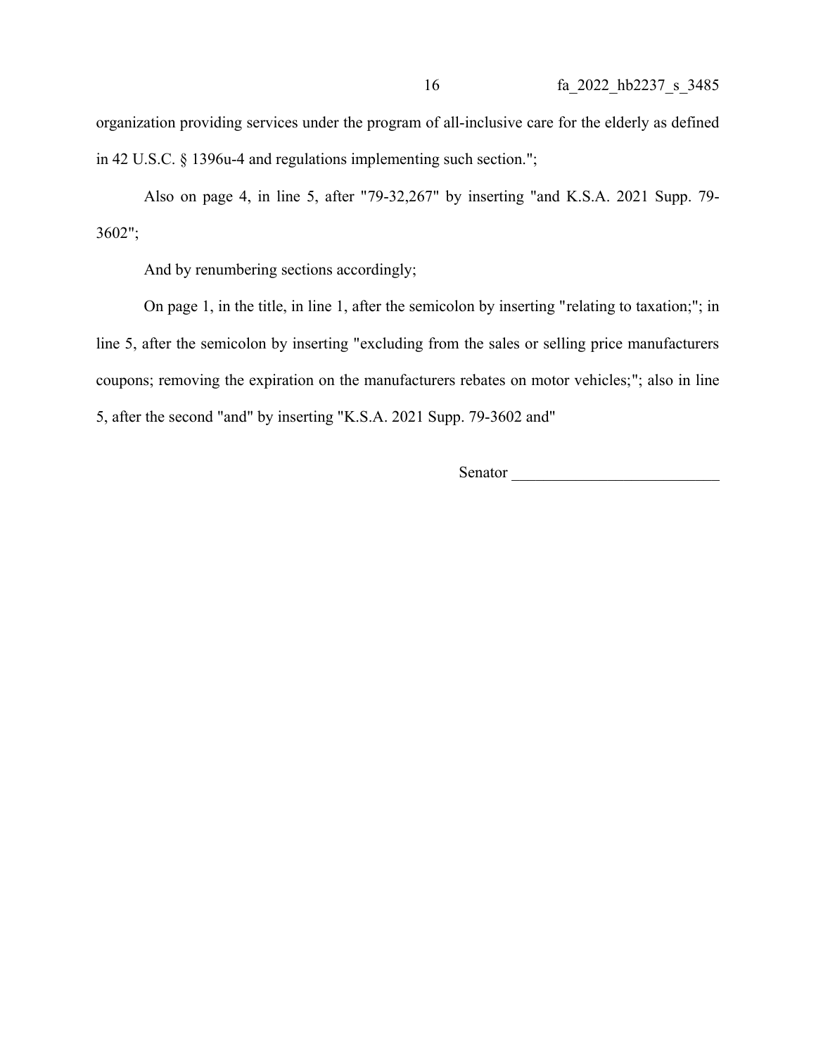organization providing services under the program of all-inclusive care for the elderly as defined in 42 U.S.C. § 1396u-4 and regulations implementing such section.";

Also on page 4, in line 5, after "79-32,267" by inserting "and K.S.A. 2021 Supp. 79-3602";

And by renumbering sections accordingly;

On page 1, in the title, in line 1, after the semicolon by inserting "relating to taxation;"; in line 5, after the semicolon by inserting "excluding from the sales or selling price manufacturers coupons; removing the expiration on the manufacturers rebates on motor vehicles;"; also in line 5, after the second "and" by inserting "K.S.A. 2021 Supp. 79-3602 and"

Senator \_\_\_\_\_\_\_\_\_\_\_\_\_\_\_\_\_\_\_\_\_\_\_\_\_